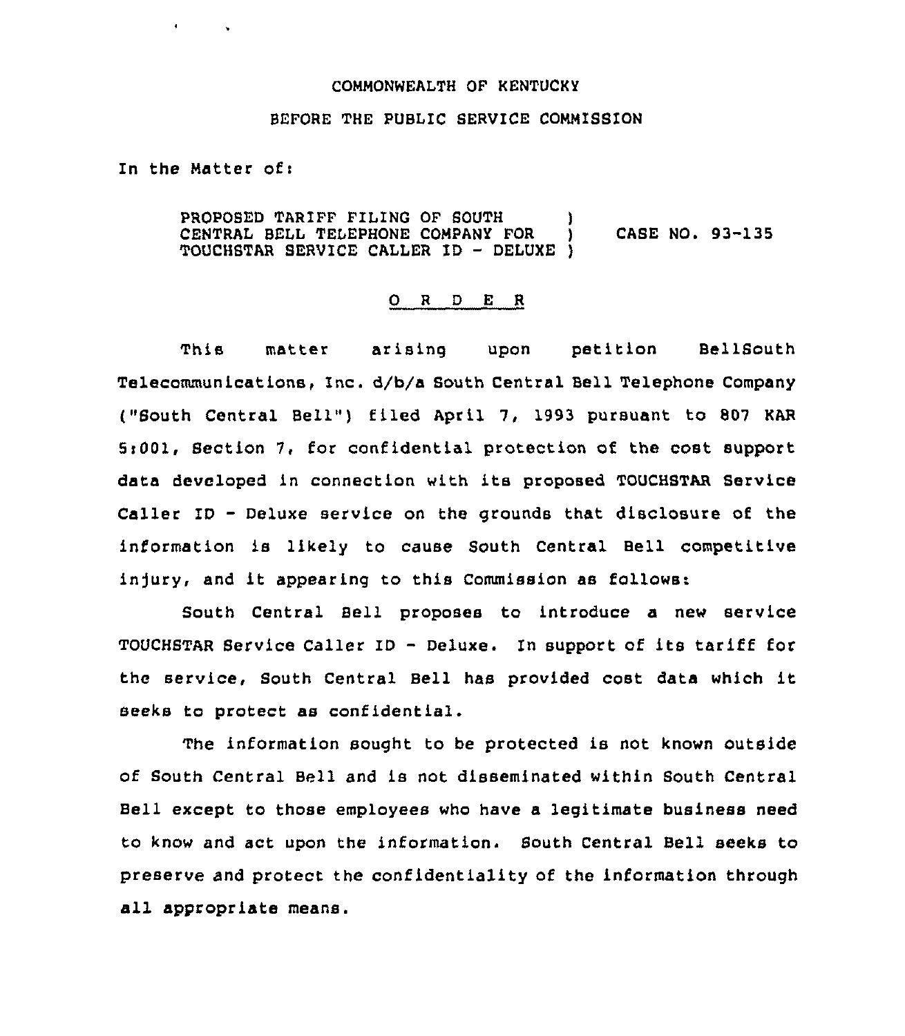COMMONWEALTH OF KENTUCKY

BEFORE THE PUBLIC SERVICE COMMISSION

In the Matter of:

| | | |
|---|---|---|
| PROPOSED TARIFF FILING OF SOUTH CENTRAL BELL TELEPHONE COMPANY FOR TOUCHSTAR SERVICE CALLER ID - DELUXE | ) | CASE NO. 93-135 |

O R D E R

This matter arising upon petition BellSouth Telecommunications, Inc. d/b/a South Central Bell Telephone Company ("South Central Bell") filed April 7, 1993 pursuant to 807 KAR 5:001, Section 7, for confidential protection of the cost support data developed in connection with its proposed TOUCHSTAR Service Caller ID - Deluxe service on the grounds that disclosure of the information is likely to cause South Central Bell competitive injury, and it appearing to this Commission as follows:

South Central Bell proposes to introduce a new service TOUCHSTAR Service Caller ID - Deluxe. In support of its tariff for the service, South Central Bell has provided cost data which it seeks to protect as confidential.

The information sought to be protected is not known outside of South Central Bell and is not disseminated within South Central Bell except to those employees who have a legitimate business need to know and act upon the information. South Central Bell seeks to preserve and protect the confidentiality of the information through all appropriate means.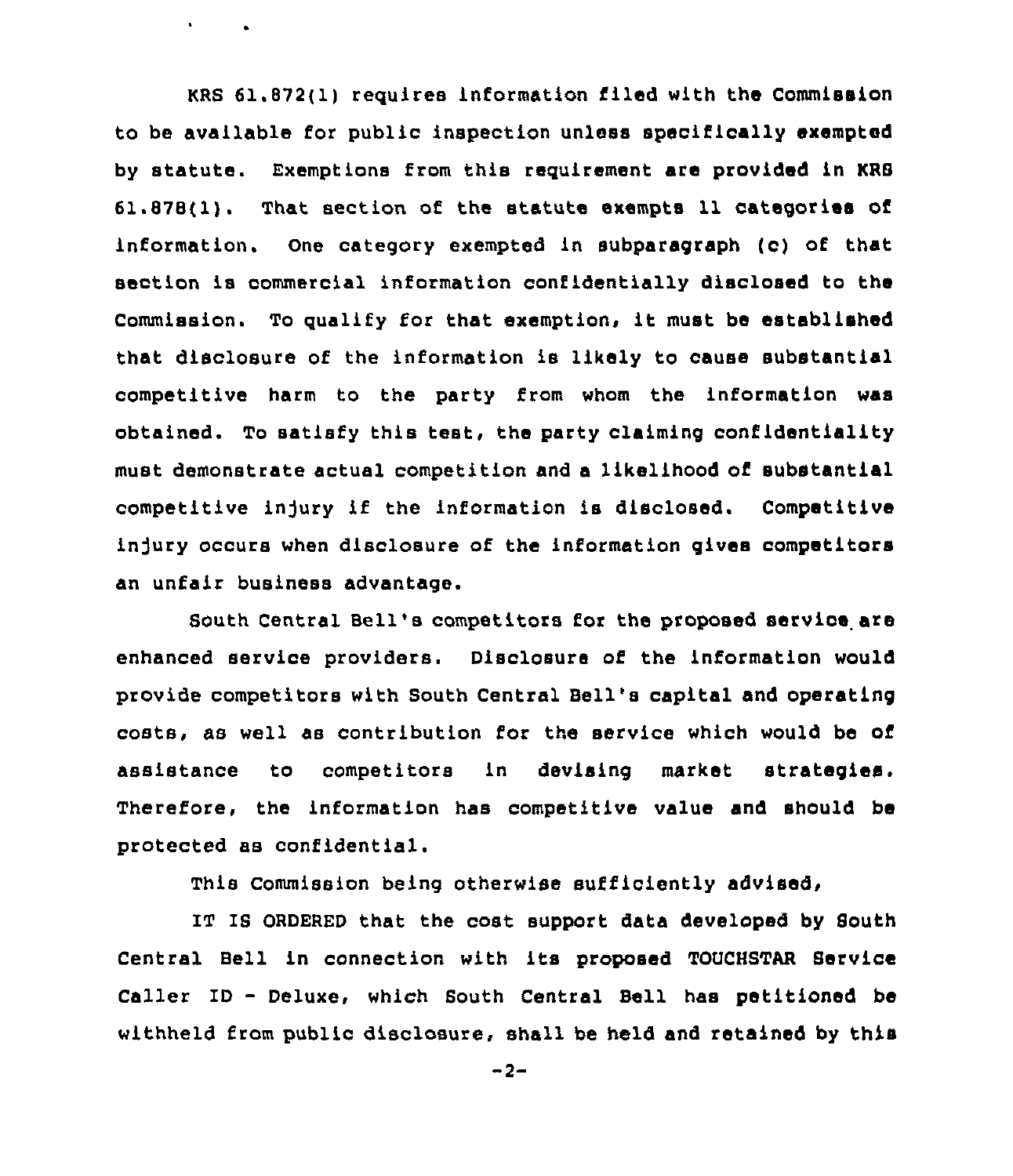KRS 61.872(1) requires information filed with the Commission to be available for public inspection unless specifically exempted by statute. Exemptions from this requirement are provided in KRS 61.878(1). That section of the statute exempts 11 categories of information. One category exempted in subparagraph (c) of that section is commercial information confidentially disclosed to the Commission. To qualify for that exemption, it must be established that disclosure of the information is likely to cause substantial competitive harm to the party from whom the information was obtained. To satisfy this test, the party claiming confidentiality must demonstrate actual competition and a likelihood of substantial competitive injury if the information is disclosed. Competitive injury occurs when disclosure of the information gives competitors an unfair business advantage.

South Central Bell's competitors for the proposed service are enhanced service providers. Disclosure of the information would provide competitors with South Central Bell's capital and operating costs, as well as contribution for the service which would be of assistance to competitors in devising market strategies. Therefore, the information has competitive value and should be protected as confidential.

This Commission being otherwise sufficiently advised,

IT IS ORDERED that the cost support data developed by South Central Bell in connection with its proposed TOUCHSTAR Service Caller ID - Deluxe, which South Central Bell has petitioned be withheld from public disclosure, shall be held and retained by this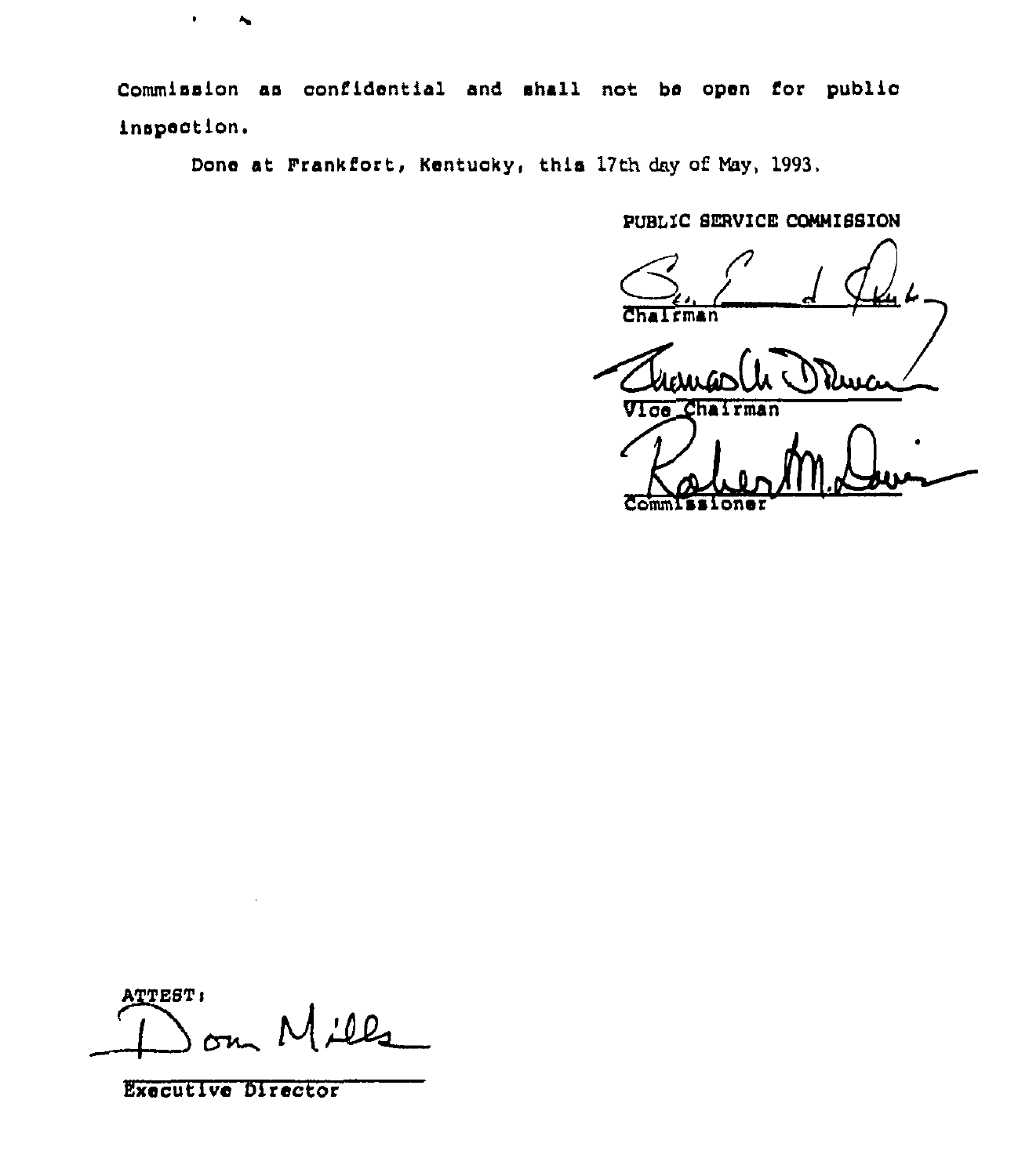Commission as confidential and shall not be open for public inspection.

Done at Frankfort, Kentucky, this 17th day of May, 1993.

PUBLIC SERVICE COMMISSION

Chairman

Vice Chairman

Commissioner

ATTEST:

Executive Director